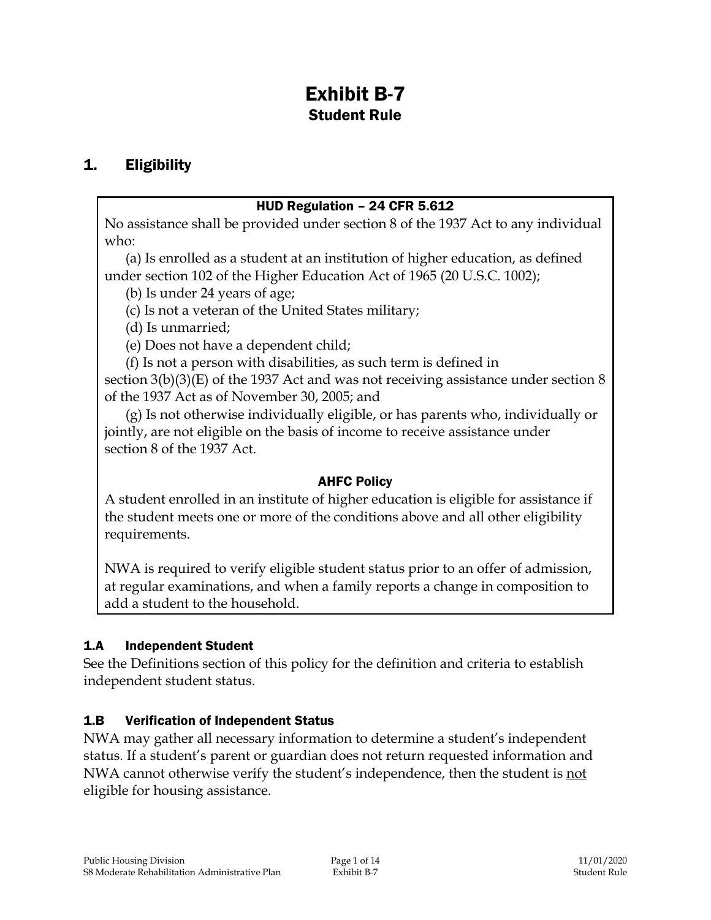# Exhibit B-7
## Student Rule

## 1. Eligibility

**HUD Regulation – 24 CFR 5.612**

No assistance shall be provided under section 8 of the 1937 Act to any individual who:

(a) Is enrolled as a student at an institution of higher education, as defined under section 102 of the Higher Education Act of 1965 (20 U.S.C. 1002);

(b) Is under 24 years of age;

(c) Is not a veteran of the United States military;

(d) Is unmarried;

(e) Does not have a dependent child;

(f) Is not a person with disabilities, as such term is defined in section 3(b)(3)(E) of the 1937 Act and was not receiving assistance under section 8 of the 1937 Act as of November 30, 2005; and

(g) Is not otherwise individually eligible, or has parents who, individually or jointly, are not eligible on the basis of income to receive assistance under section 8 of the 1937 Act.

**AHFC Policy**

A student enrolled in an institute of higher education is eligible for assistance if the student meets one or more of the conditions above and all other eligibility requirements.

NWA is required to verify eligible student status prior to an offer of admission, at regular examinations, and when a family reports a change in composition to add a student to the household.

### 1.A Independent Student

See the Definitions section of this policy for the definition and criteria to establish independent student status.

### 1.B Verification of Independent Status

NWA may gather all necessary information to determine a student's independent status. If a student's parent or guardian does not return requested information and NWA cannot otherwise verify the student's independence, then the student is <u>not</u> eligible for housing assistance.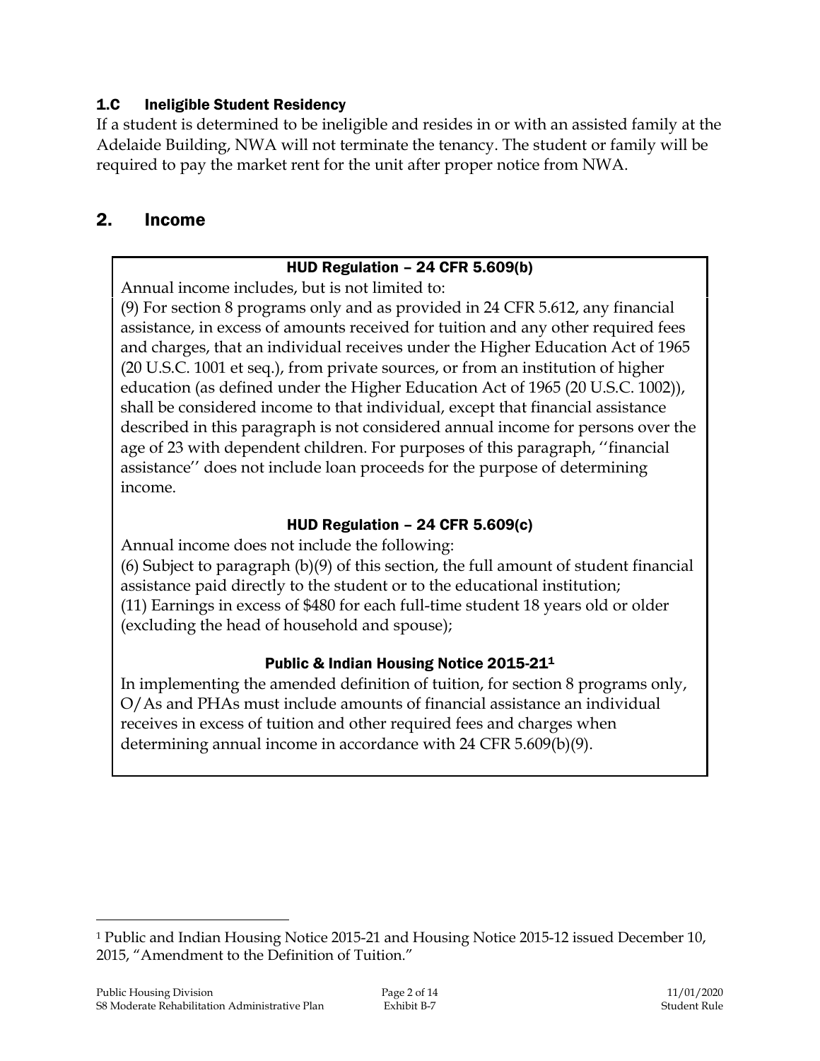### 1.C Ineligible Student Residency

If a student is determined to be ineligible and resides in or with an assisted family at the Adelaide Building, NWA will not terminate the tenancy. The student or family will be required to pay the market rent for the unit after proper notice from NWA.

## 2. Income

**HUD Regulation – 24 CFR 5.609(b)**

Annual income includes, but is not limited to:

(9) For section 8 programs only and as provided in 24 CFR 5.612, any financial assistance, in excess of amounts received for tuition and any other required fees and charges, that an individual receives under the Higher Education Act of 1965 (20 U.S.C. 1001 et seq.), from private sources, or from an institution of higher education (as defined under the Higher Education Act of 1965 (20 U.S.C. 1002)), shall be considered income to that individual, except that financial assistance described in this paragraph is not considered annual income for persons over the age of 23 with dependent children. For purposes of this paragraph, ''financial assistance'' does not include loan proceeds for the purpose of determining income.

**HUD Regulation – 24 CFR 5.609(c)**

Annual income does not include the following:

(6) Subject to paragraph (b)(9) of this section, the full amount of student financial assistance paid directly to the student or to the educational institution;

(11) Earnings in excess of $480 for each full-time student 18 years old or older (excluding the head of household and spouse);

**Public & Indian Housing Notice 2015-21[1]**

In implementing the amended definition of tuition, for section 8 programs only, O/As and PHAs must include amounts of financial assistance an individual receives in excess of tuition and other required fees and charges when determining annual income in accordance with 24 CFR 5.609(b)(9).

[1] Public and Indian Housing Notice 2015-21 and Housing Notice 2015-12 issued December 10, 2015, "Amendment to the Definition of Tuition."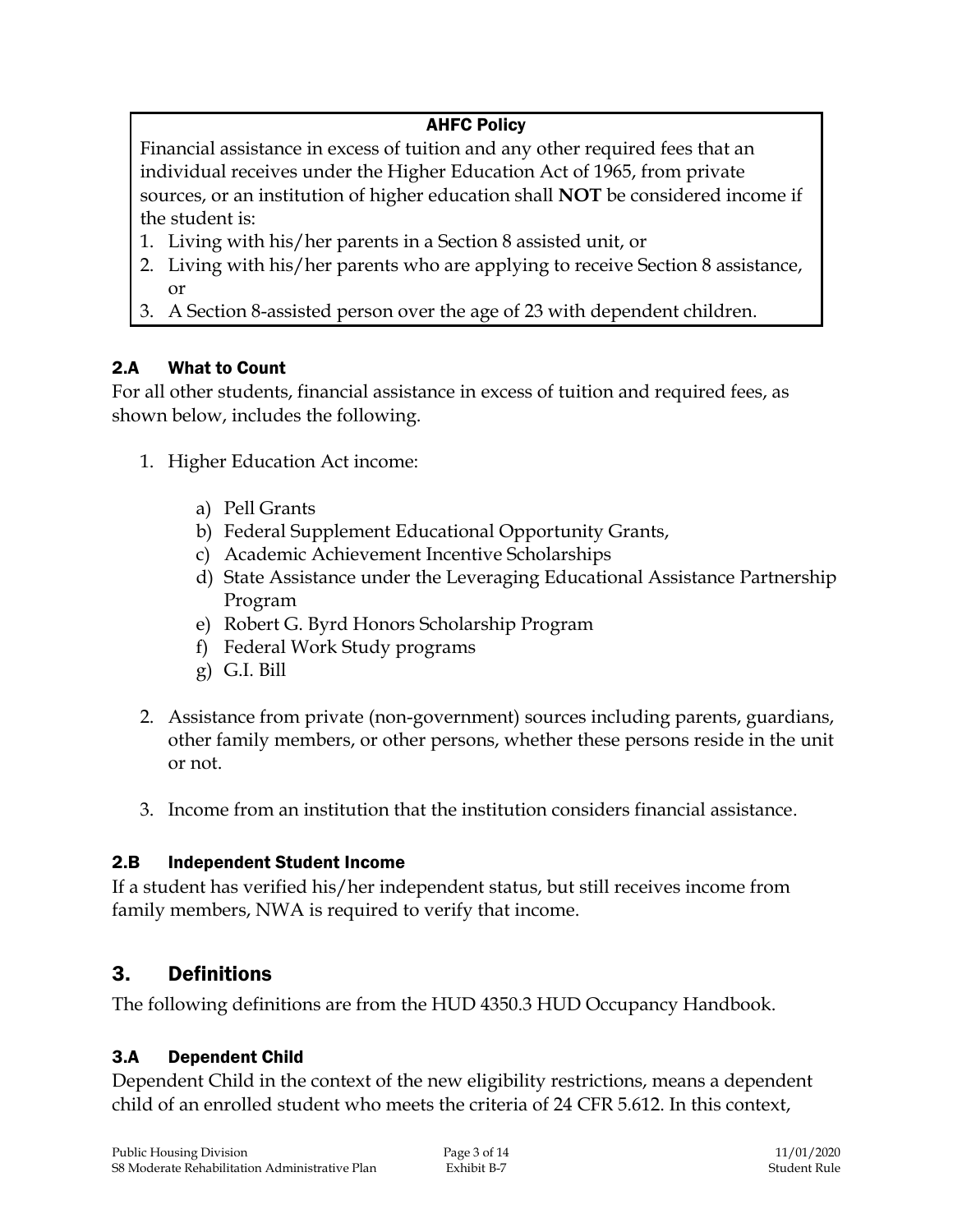**AHFC Policy**

Financial assistance in excess of tuition and any other required fees that an individual receives under the Higher Education Act of 1965, from private sources, or an institution of higher education shall **NOT** be considered income if the student is:

1. Living with his/her parents in a Section 8 assisted unit, or
2. Living with his/her parents who are applying to receive Section 8 assistance, or
3. A Section 8-assisted person over the age of 23 with dependent children.

### 2.A What to Count

For all other students, financial assistance in excess of tuition and required fees, as shown below, includes the following.

1. Higher Education Act income:
   a) Pell Grants
   b) Federal Supplement Educational Opportunity Grants,
   c) Academic Achievement Incentive Scholarships
   d) State Assistance under the Leveraging Educational Assistance Partnership Program
   e) Robert G. Byrd Honors Scholarship Program
   f) Federal Work Study programs
   g) G.I. Bill
2. Assistance from private (non-government) sources including parents, guardians, other family members, or other persons, whether these persons reside in the unit or not.
3. Income from an institution that the institution considers financial assistance.

### 2.B Independent Student Income

If a student has verified his/her independent status, but still receives income from family members, NWA is required to verify that income.

## 3. Definitions

The following definitions are from the HUD 4350.3 HUD Occupancy Handbook.

### 3.A Dependent Child

Dependent Child in the context of the new eligibility restrictions, means a dependent child of an enrolled student who meets the criteria of 24 CFR 5.612. In this context,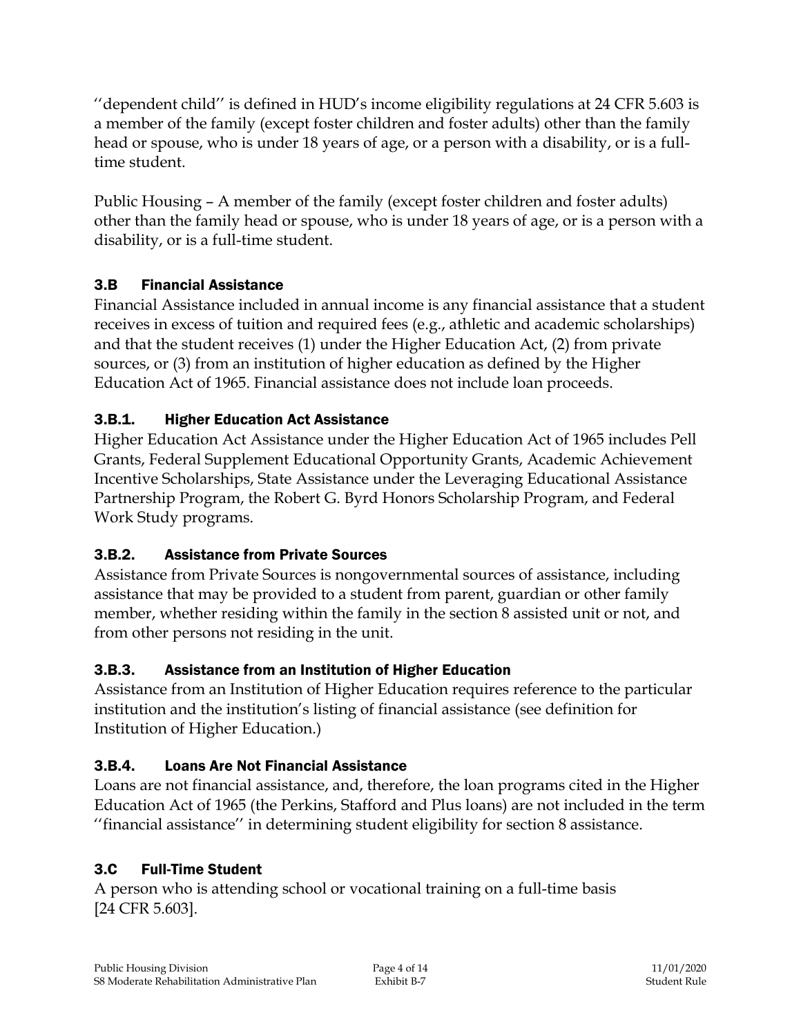''dependent child'' is defined in HUD's income eligibility regulations at 24 CFR 5.603 is a member of the family (except foster children and foster adults) other than the family head or spouse, who is under 18 years of age, or a person with a disability, or is a full-time student.

Public Housing – A member of the family (except foster children and foster adults) other than the family head or spouse, who is under 18 years of age, or is a person with a disability, or is a full-time student.

### 3.B Financial Assistance

Financial Assistance included in annual income is any financial assistance that a student receives in excess of tuition and required fees (e.g., athletic and academic scholarships) and that the student receives (1) under the Higher Education Act, (2) from private sources, or (3) from an institution of higher education as defined by the Higher Education Act of 1965. Financial assistance does not include loan proceeds.

#### 3.B.1. Higher Education Act Assistance

Higher Education Act Assistance under the Higher Education Act of 1965 includes Pell Grants, Federal Supplement Educational Opportunity Grants, Academic Achievement Incentive Scholarships, State Assistance under the Leveraging Educational Assistance Partnership Program, the Robert G. Byrd Honors Scholarship Program, and Federal Work Study programs.

#### 3.B.2. Assistance from Private Sources

Assistance from Private Sources is nongovernmental sources of assistance, including assistance that may be provided to a student from parent, guardian or other family member, whether residing within the family in the section 8 assisted unit or not, and from other persons not residing in the unit.

#### 3.B.3. Assistance from an Institution of Higher Education

Assistance from an Institution of Higher Education requires reference to the particular institution and the institution's listing of financial assistance (see definition for Institution of Higher Education.)

#### 3.B.4. Loans Are Not Financial Assistance

Loans are not financial assistance, and, therefore, the loan programs cited in the Higher Education Act of 1965 (the Perkins, Stafford and Plus loans) are not included in the term ''financial assistance'' in determining student eligibility for section 8 assistance.

### 3.C Full-Time Student

A person who is attending school or vocational training on a full-time basis [24 CFR 5.603].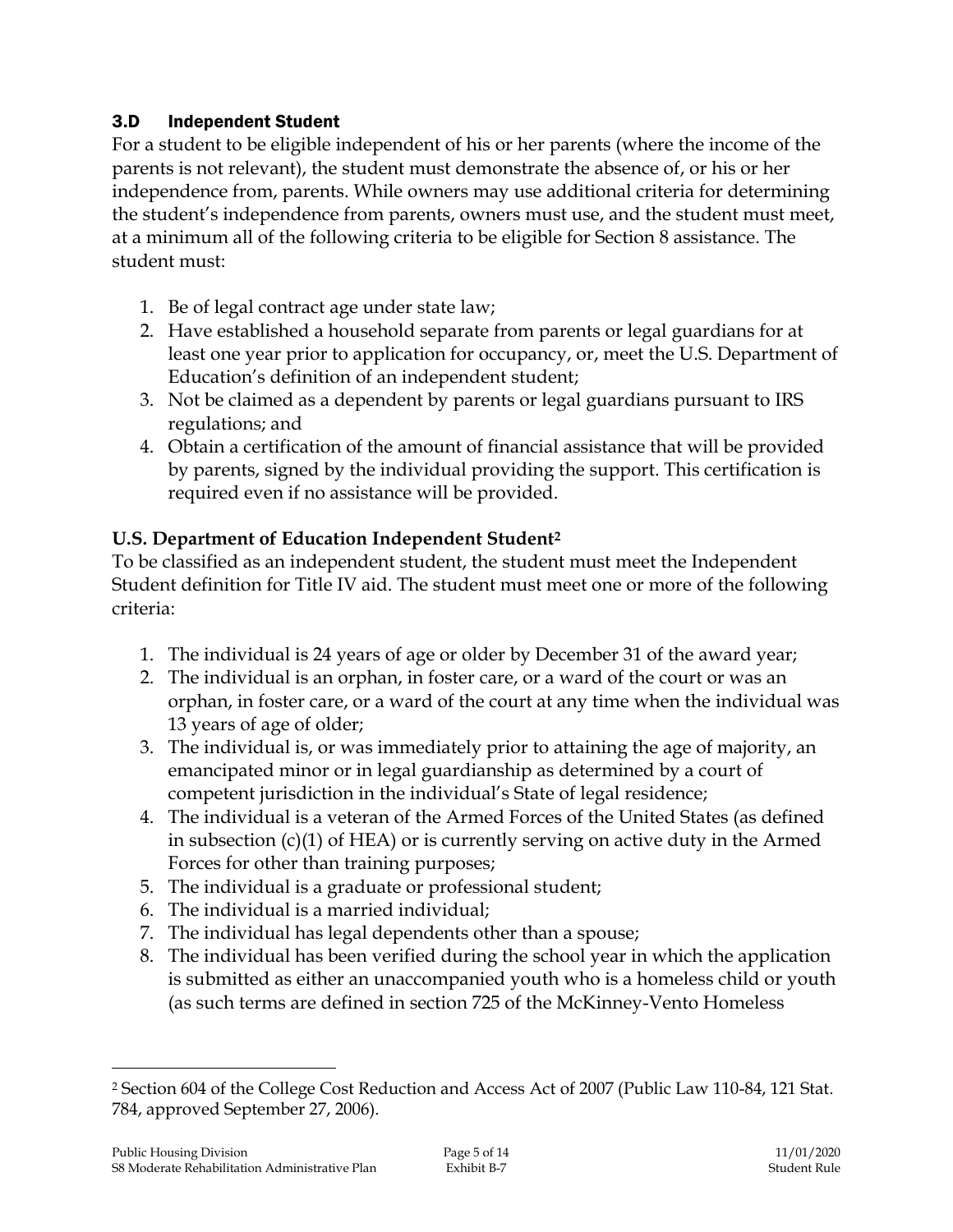### 3.D Independent Student

For a student to be eligible independent of his or her parents (where the income of the parents is not relevant), the student must demonstrate the absence of, or his or her independence from, parents. While owners may use additional criteria for determining the student's independence from parents, owners must use, and the student must meet, at a minimum all of the following criteria to be eligible for Section 8 assistance. The student must:

1. Be of legal contract age under state law;
2. Have established a household separate from parents or legal guardians for at least one year prior to application for occupancy, or, meet the U.S. Department of Education's definition of an independent student;
3. Not be claimed as a dependent by parents or legal guardians pursuant to IRS regulations; and
4. Obtain a certification of the amount of financial assistance that will be provided by parents, signed by the individual providing the support. This certification is required even if no assistance will be provided.

**U.S. Department of Education Independent Student[2]**

To be classified as an independent student, the student must meet the Independent Student definition for Title IV aid. The student must meet one or more of the following criteria:

1. The individual is 24 years of age or older by December 31 of the award year;
2. The individual is an orphan, in foster care, or a ward of the court or was an orphan, in foster care, or a ward of the court at any time when the individual was 13 years of age of older;
3. The individual is, or was immediately prior to attaining the age of majority, an emancipated minor or in legal guardianship as determined by a court of competent jurisdiction in the individual's State of legal residence;
4. The individual is a veteran of the Armed Forces of the United States (as defined in subsection (c)(1) of HEA) or is currently serving on active duty in the Armed Forces for other than training purposes;
5. The individual is a graduate or professional student;
6. The individual is a married individual;
7. The individual has legal dependents other than a spouse;
8. The individual has been verified during the school year in which the application is submitted as either an unaccompanied youth who is a homeless child or youth (as such terms are defined in section 725 of the McKinney-Vento Homeless

[2] Section 604 of the College Cost Reduction and Access Act of 2007 (Public Law 110-84, 121 Stat. 784, approved September 27, 2006).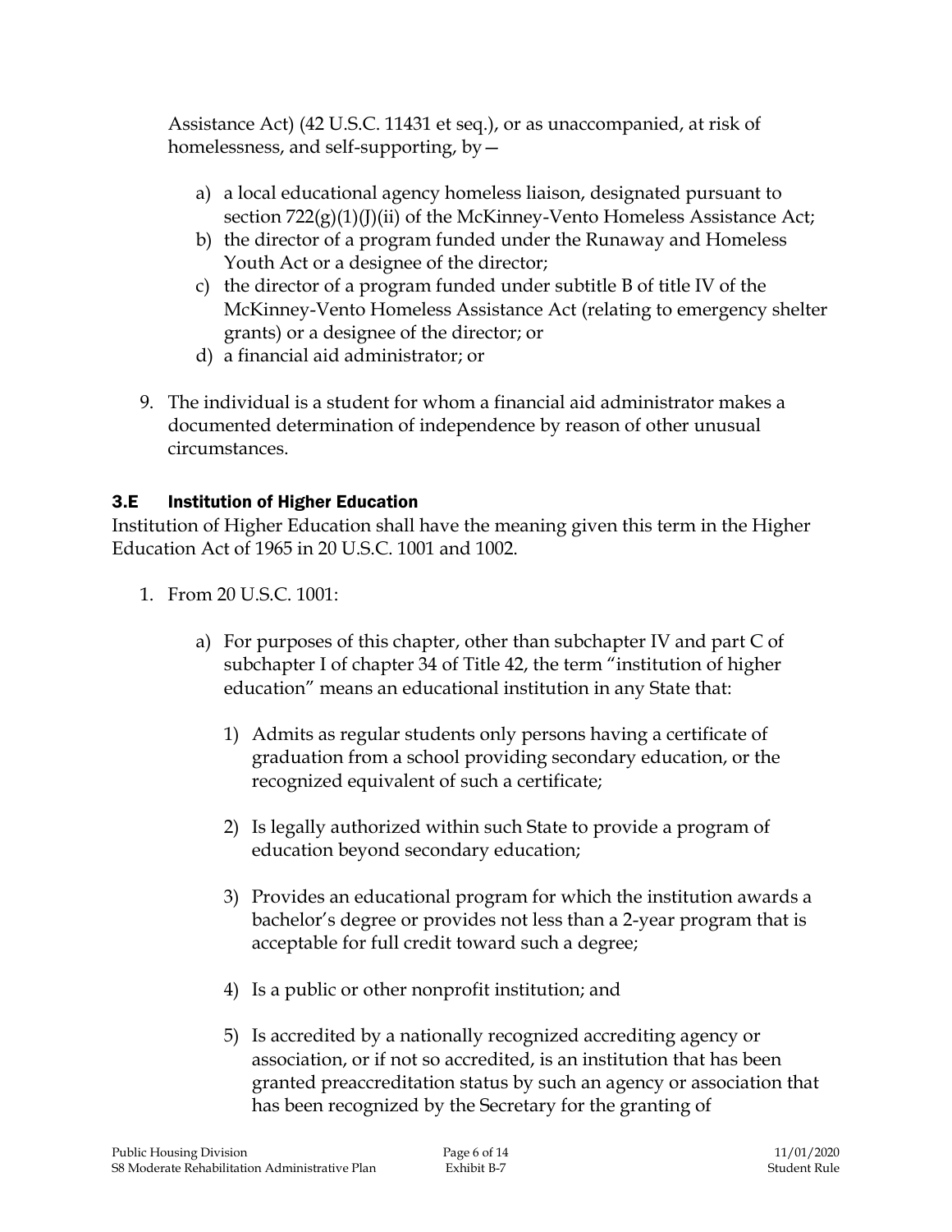Assistance Act) (42 U.S.C. 11431 et seq.), or as unaccompanied, at risk of homelessness, and self-supporting, by—

   a) a local educational agency homeless liaison, designated pursuant to section 722(g)(1)(J)(ii) of the McKinney-Vento Homeless Assistance Act;
   b) the director of a program funded under the Runaway and Homeless Youth Act or a designee of the director;
   c) the director of a program funded under subtitle B of title IV of the McKinney-Vento Homeless Assistance Act (relating to emergency shelter grants) or a designee of the director; or
   d) a financial aid administrator; or

9. The individual is a student for whom a financial aid administrator makes a documented determination of independence by reason of other unusual circumstances.

### 3.E Institution of Higher Education

Institution of Higher Education shall have the meaning given this term in the Higher Education Act of 1965 in 20 U.S.C. 1001 and 1002.

1. From 20 U.S.C. 1001:

   a) For purposes of this chapter, other than subchapter IV and part C of subchapter I of chapter 34 of Title 42, the term "institution of higher education" means an educational institution in any State that:

      1) Admits as regular students only persons having a certificate of graduation from a school providing secondary education, or the recognized equivalent of such a certificate;

      2) Is legally authorized within such State to provide a program of education beyond secondary education;

      3) Provides an educational program for which the institution awards a bachelor's degree or provides not less than a 2-year program that is acceptable for full credit toward such a degree;

      4) Is a public or other nonprofit institution; and

      5) Is accredited by a nationally recognized accrediting agency or association, or if not so accredited, is an institution that has been granted preaccreditation status by such an agency or association that has been recognized by the Secretary for the granting of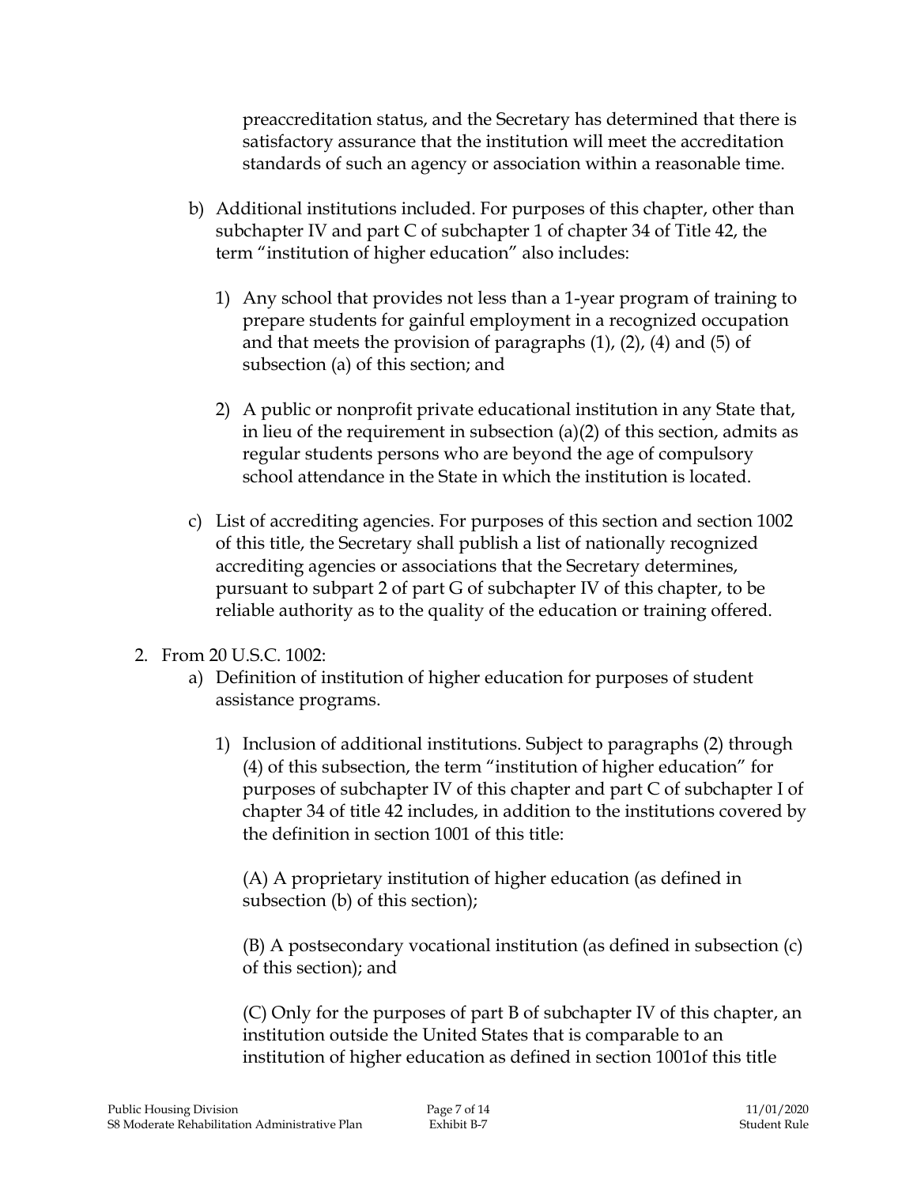preaccreditation status, and the Secretary has determined that there is satisfactory assurance that the institution will meet the accreditation standards of such an agency or association within a reasonable time.

b) Additional institutions included. For purposes of this chapter, other than subchapter IV and part C of subchapter 1 of chapter 34 of Title 42, the term "institution of higher education" also includes:

   1) Any school that provides not less than a 1-year program of training to prepare students for gainful employment in a recognized occupation and that meets the provision of paragraphs (1), (2), (4) and (5) of subsection (a) of this section; and

   2) A public or nonprofit private educational institution in any State that, in lieu of the requirement in subsection (a)(2) of this section, admits as regular students persons who are beyond the age of compulsory school attendance in the State in which the institution is located.

c) List of accrediting agencies. For purposes of this section and section 1002 of this title, the Secretary shall publish a list of nationally recognized accrediting agencies or associations that the Secretary determines, pursuant to subpart 2 of part G of subchapter IV of this chapter, to be reliable authority as to the quality of the education or training offered.

2. From 20 U.S.C. 1002:
   a) Definition of institution of higher education for purposes of student assistance programs.

      1) Inclusion of additional institutions. Subject to paragraphs (2) through (4) of this subsection, the term "institution of higher education" for purposes of subchapter IV of this chapter and part C of subchapter I of chapter 34 of title 42 includes, in addition to the institutions covered by the definition in section 1001 of this title:

         (A) A proprietary institution of higher education (as defined in subsection (b) of this section);

         (B) A postsecondary vocational institution (as defined in subsection (c) of this section); and

         (C) Only for the purposes of part B of subchapter IV of this chapter, an institution outside the United States that is comparable to an institution of higher education as defined in section 1001of this title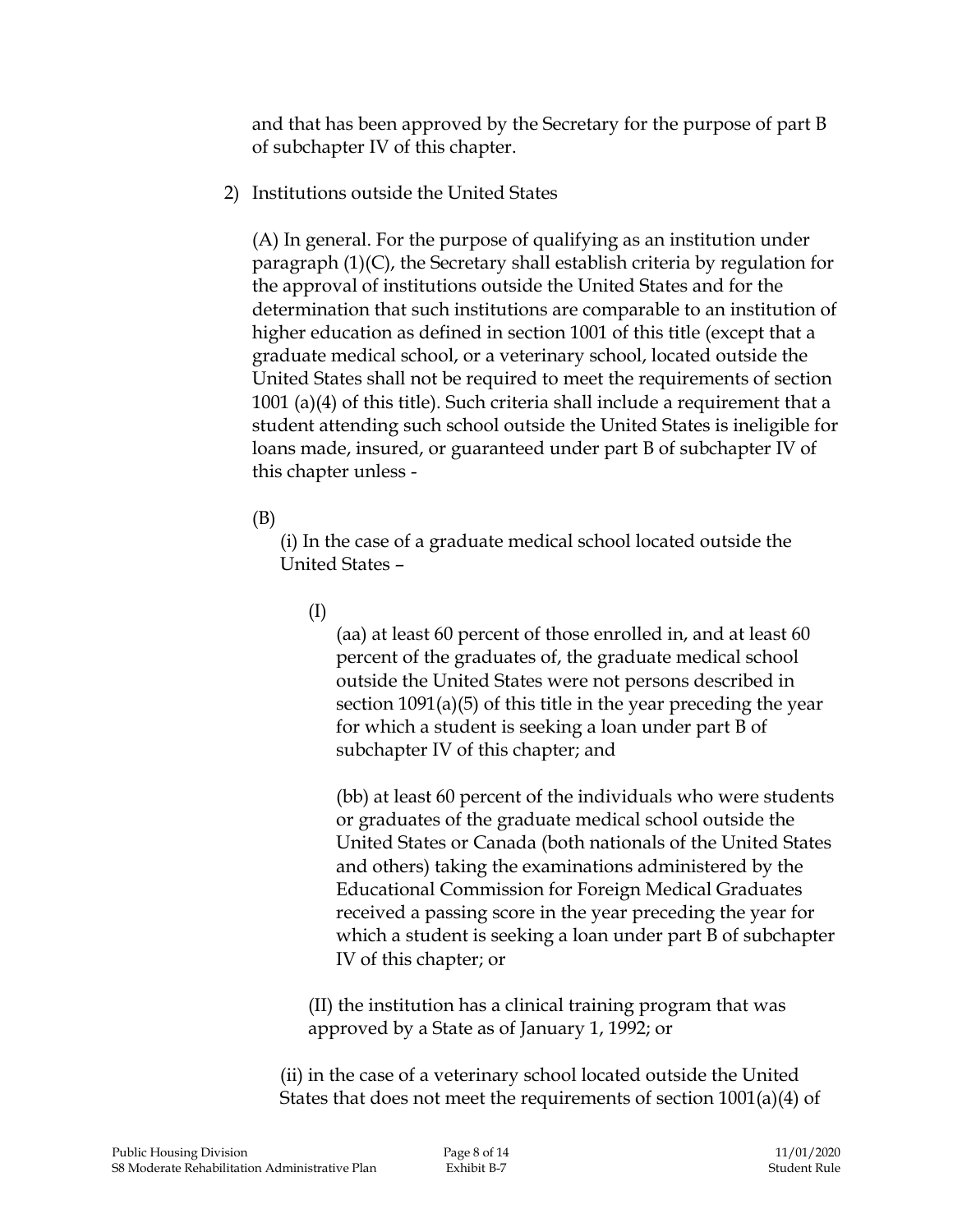and that has been approved by the Secretary for the purpose of part B of subchapter IV of this chapter.

2) Institutions outside the United States

(A) In general. For the purpose of qualifying as an institution under paragraph (1)(C), the Secretary shall establish criteria by regulation for the approval of institutions outside the United States and for the determination that such institutions are comparable to an institution of higher education as defined in section 1001 of this title (except that a graduate medical school, or a veterinary school, located outside the United States shall not be required to meet the requirements of section 1001 (a)(4) of this title). Such criteria shall include a requirement that a student attending such school outside the United States is ineligible for loans made, insured, or guaranteed under part B of subchapter IV of this chapter unless -

(B)

(i) In the case of a graduate medical school located outside the United States –

(I)

(aa) at least 60 percent of those enrolled in, and at least 60 percent of the graduates of, the graduate medical school outside the United States were not persons described in section 1091(a)(5) of this title in the year preceding the year for which a student is seeking a loan under part B of subchapter IV of this chapter; and

(bb) at least 60 percent of the individuals who were students or graduates of the graduate medical school outside the United States or Canada (both nationals of the United States and others) taking the examinations administered by the Educational Commission for Foreign Medical Graduates received a passing score in the year preceding the year for which a student is seeking a loan under part B of subchapter IV of this chapter; or

(II) the institution has a clinical training program that was approved by a State as of January 1, 1992; or

(ii) in the case of a veterinary school located outside the United States that does not meet the requirements of section 1001(a)(4) of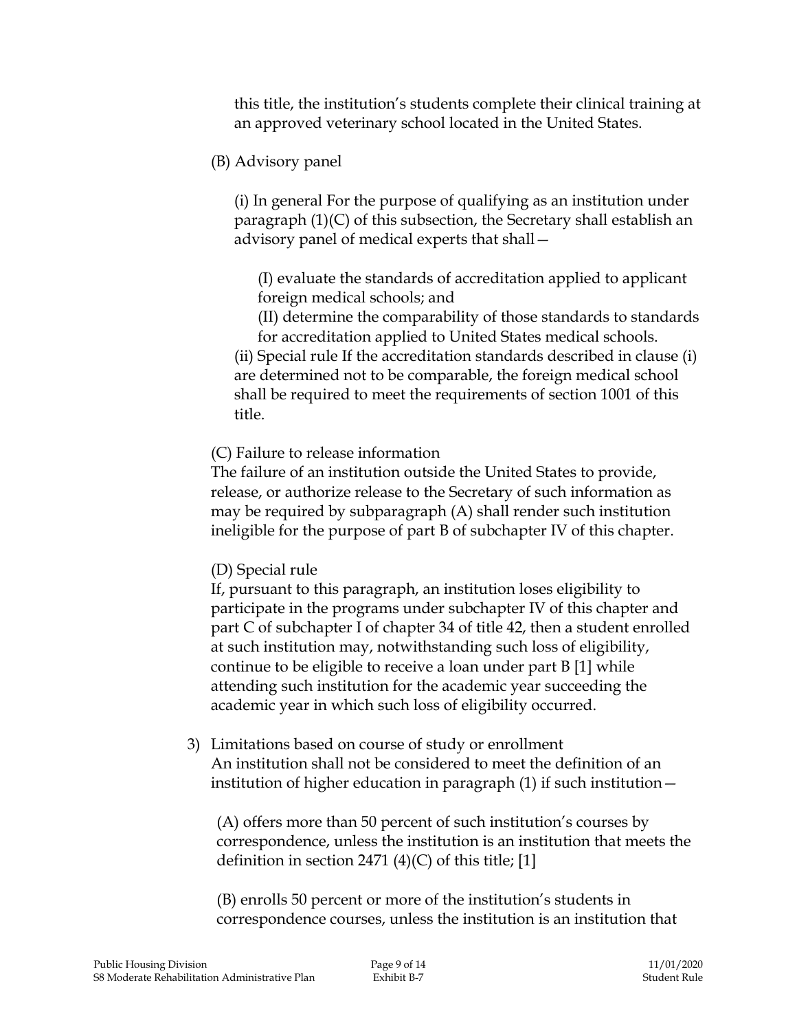this title, the institution's students complete their clinical training at an approved veterinary school located in the United States.

(B) Advisory panel

(i) In general For the purpose of qualifying as an institution under paragraph (1)(C) of this subsection, the Secretary shall establish an advisory panel of medical experts that shall—

(I) evaluate the standards of accreditation applied to applicant foreign medical schools; and

(II) determine the comparability of those standards to standards for accreditation applied to United States medical schools.

(ii) Special rule If the accreditation standards described in clause (i) are determined not to be comparable, the foreign medical school shall be required to meet the requirements of section 1001 of this title.

(C) Failure to release information

The failure of an institution outside the United States to provide, release, or authorize release to the Secretary of such information as may be required by subparagraph (A) shall render such institution ineligible for the purpose of part B of subchapter IV of this chapter.

(D) Special rule

If, pursuant to this paragraph, an institution loses eligibility to participate in the programs under subchapter IV of this chapter and part C of subchapter I of chapter 34 of title 42, then a student enrolled at such institution may, notwithstanding such loss of eligibility, continue to be eligible to receive a loan under part B [1] while attending such institution for the academic year succeeding the academic year in which such loss of eligibility occurred.

3) Limitations based on course of study or enrollment

An institution shall not be considered to meet the definition of an institution of higher education in paragraph (1) if such institution—

(A) offers more than 50 percent of such institution's courses by correspondence, unless the institution is an institution that meets the definition in section 2471 (4)(C) of this title; [1]

(B) enrolls 50 percent or more of the institution's students in correspondence courses, unless the institution is an institution that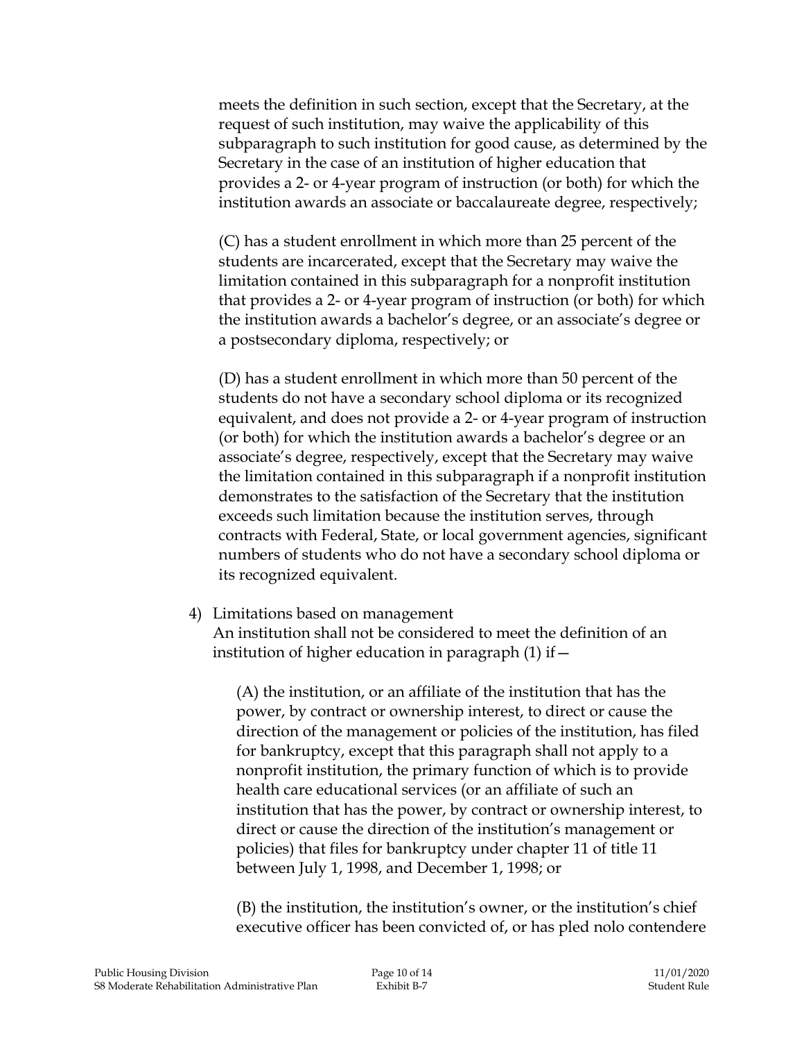meets the definition in such section, except that the Secretary, at the request of such institution, may waive the applicability of this subparagraph to such institution for good cause, as determined by the Secretary in the case of an institution of higher education that provides a 2- or 4-year program of instruction (or both) for which the institution awards an associate or baccalaureate degree, respectively;

(C) has a student enrollment in which more than 25 percent of the students are incarcerated, except that the Secretary may waive the limitation contained in this subparagraph for a nonprofit institution that provides a 2- or 4-year program of instruction (or both) for which the institution awards a bachelor's degree, or an associate's degree or a postsecondary diploma, respectively; or

(D) has a student enrollment in which more than 50 percent of the students do not have a secondary school diploma or its recognized equivalent, and does not provide a 2- or 4-year program of instruction (or both) for which the institution awards a bachelor's degree or an associate's degree, respectively, except that the Secretary may waive the limitation contained in this subparagraph if a nonprofit institution demonstrates to the satisfaction of the Secretary that the institution exceeds such limitation because the institution serves, through contracts with Federal, State, or local government agencies, significant numbers of students who do not have a secondary school diploma or its recognized equivalent.

4) Limitations based on management
An institution shall not be considered to meet the definition of an institution of higher education in paragraph (1) if—

(A) the institution, or an affiliate of the institution that has the power, by contract or ownership interest, to direct or cause the direction of the management or policies of the institution, has filed for bankruptcy, except that this paragraph shall not apply to a nonprofit institution, the primary function of which is to provide health care educational services (or an affiliate of such an institution that has the power, by contract or ownership interest, to direct or cause the direction of the institution's management or policies) that files for bankruptcy under chapter 11 of title 11 between July 1, 1998, and December 1, 1998; or

(B) the institution, the institution's owner, or the institution's chief executive officer has been convicted of, or has pled nolo contendere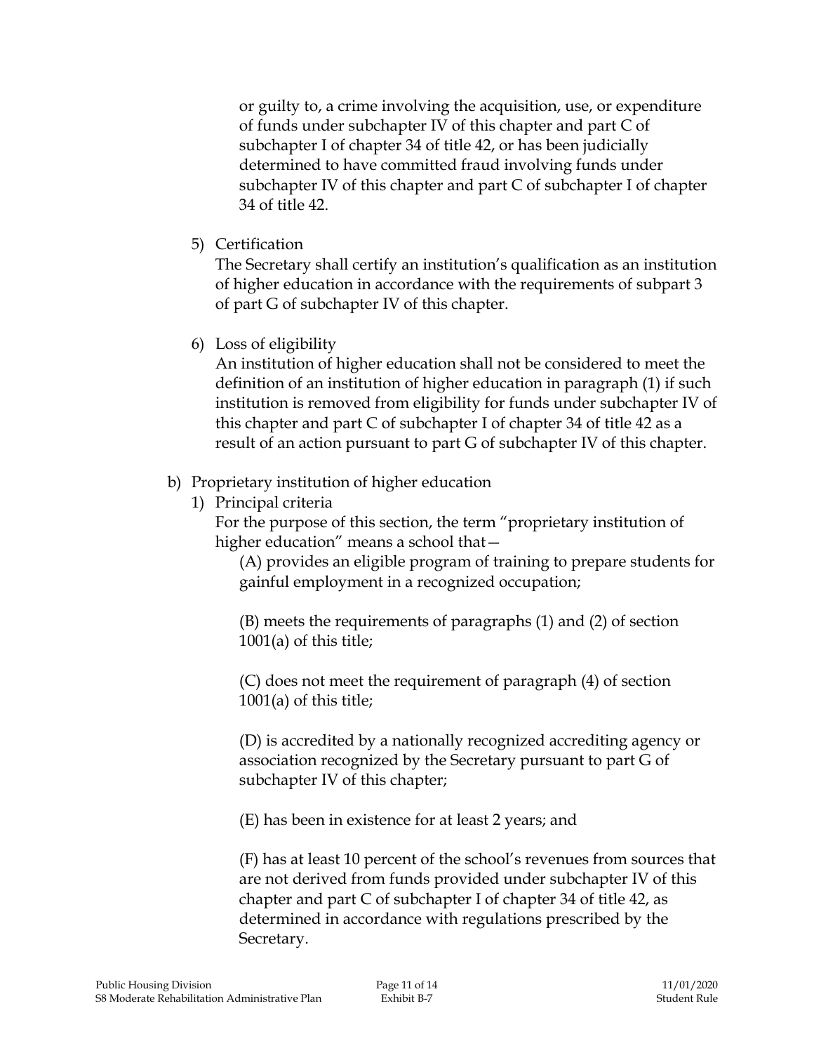or guilty to, a crime involving the acquisition, use, or expenditure of funds under subchapter IV of this chapter and part C of subchapter I of chapter 34 of title 42, or has been judicially determined to have committed fraud involving funds under subchapter IV of this chapter and part C of subchapter I of chapter 34 of title 42.

5) Certification

The Secretary shall certify an institution's qualification as an institution of higher education in accordance with the requirements of subpart 3 of part G of subchapter IV of this chapter.

6) Loss of eligibility

An institution of higher education shall not be considered to meet the definition of an institution of higher education in paragraph (1) if such institution is removed from eligibility for funds under subchapter IV of this chapter and part C of subchapter I of chapter 34 of title 42 as a result of an action pursuant to part G of subchapter IV of this chapter.

b) Proprietary institution of higher education

1) Principal criteria

For the purpose of this section, the term "proprietary institution of higher education" means a school that—

(A) provides an eligible program of training to prepare students for gainful employment in a recognized occupation;

(B) meets the requirements of paragraphs (1) and (2) of section 1001(a) of this title;

(C) does not meet the requirement of paragraph (4) of section 1001(a) of this title;

(D) is accredited by a nationally recognized accrediting agency or association recognized by the Secretary pursuant to part G of subchapter IV of this chapter;

(E) has been in existence for at least 2 years; and

(F) has at least 10 percent of the school's revenues from sources that are not derived from funds provided under subchapter IV of this chapter and part C of subchapter I of chapter 34 of title 42, as determined in accordance with regulations prescribed by the Secretary.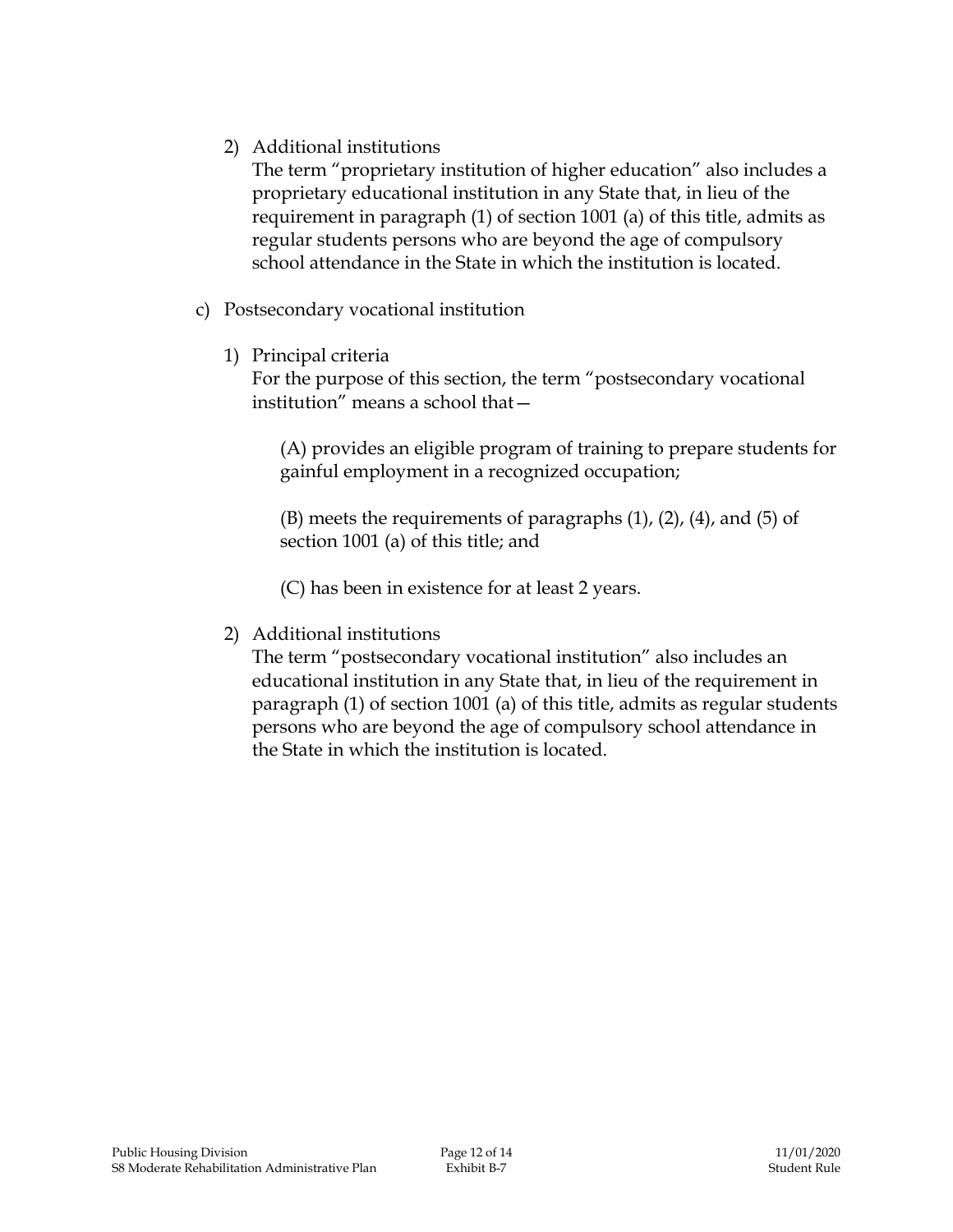2) Additional institutions

   The term "proprietary institution of higher education" also includes a proprietary educational institution in any State that, in lieu of the requirement in paragraph (1) of section 1001 (a) of this title, admits as regular students persons who are beyond the age of compulsory school attendance in the State in which the institution is located.

c) Postsecondary vocational institution

1) Principal criteria

   For the purpose of this section, the term "postsecondary vocational institution" means a school that—

   (A) provides an eligible program of training to prepare students for gainful employment in a recognized occupation;

   (B) meets the requirements of paragraphs (1), (2), (4), and (5) of section 1001 (a) of this title; and

   (C) has been in existence for at least 2 years.

2) Additional institutions

   The term "postsecondary vocational institution" also includes an educational institution in any State that, in lieu of the requirement in paragraph (1) of section 1001 (a) of this title, admits as regular students persons who are beyond the age of compulsory school attendance in the State in which the institution is located.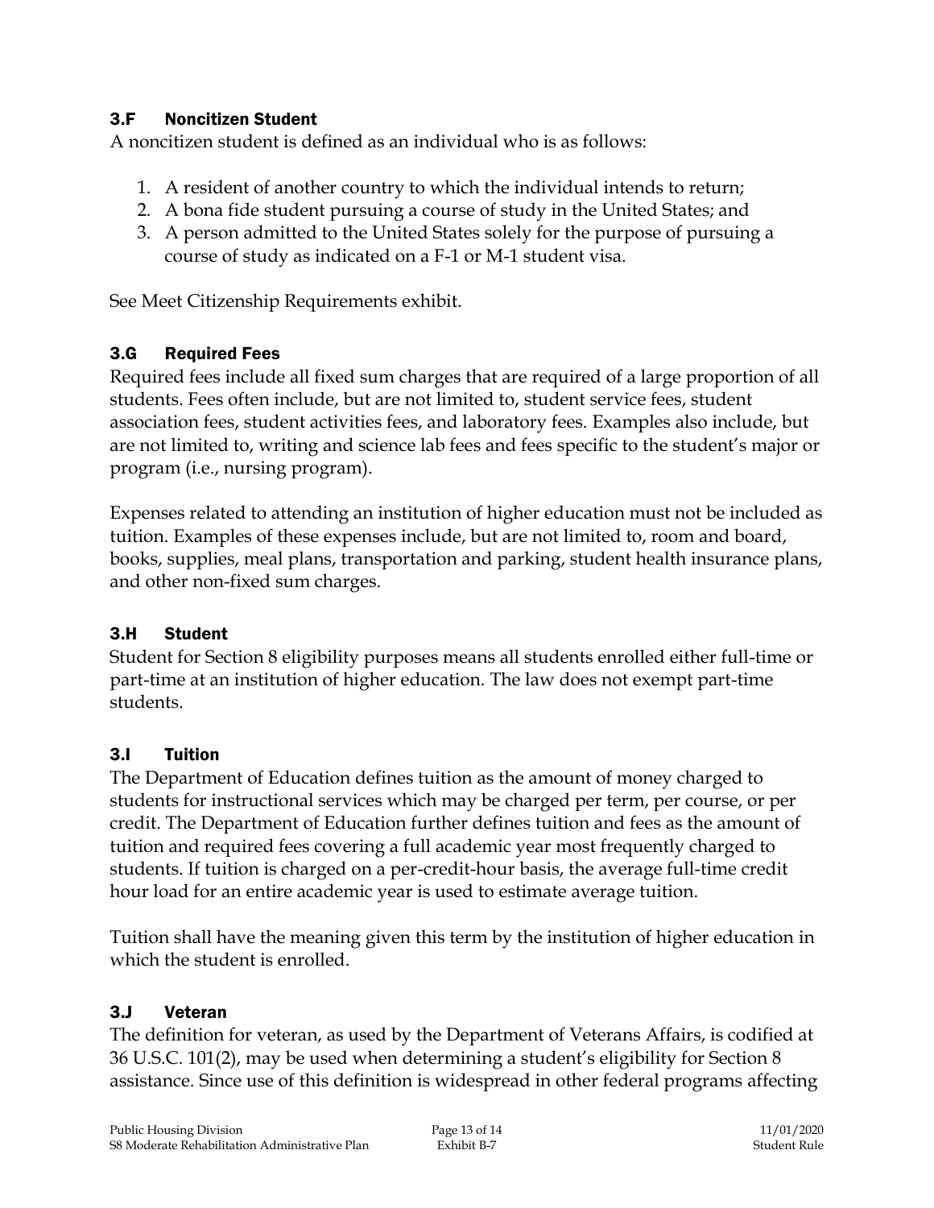### 3.F Noncitizen Student

A noncitizen student is defined as an individual who is as follows:

1. A resident of another country to which the individual intends to return;
2. A bona fide student pursuing a course of study in the United States; and
3. A person admitted to the United States solely for the purpose of pursuing a course of study as indicated on a F-1 or M-1 student visa.

See Meet Citizenship Requirements exhibit.

### 3.G Required Fees

Required fees include all fixed sum charges that are required of a large proportion of all students. Fees often include, but are not limited to, student service fees, student association fees, student activities fees, and laboratory fees. Examples also include, but are not limited to, writing and science lab fees and fees specific to the student's major or program (i.e., nursing program).

Expenses related to attending an institution of higher education must not be included as tuition. Examples of these expenses include, but are not limited to, room and board, books, supplies, meal plans, transportation and parking, student health insurance plans, and other non-fixed sum charges.

### 3.H Student

Student for Section 8 eligibility purposes means all students enrolled either full-time or part-time at an institution of higher education. The law does not exempt part-time students.

### 3.I Tuition

The Department of Education defines tuition as the amount of money charged to students for instructional services which may be charged per term, per course, or per credit. The Department of Education further defines tuition and fees as the amount of tuition and required fees covering a full academic year most frequently charged to students. If tuition is charged on a per-credit-hour basis, the average full-time credit hour load for an entire academic year is used to estimate average tuition.

Tuition shall have the meaning given this term by the institution of higher education in which the student is enrolled.

### 3.J Veteran

The definition for veteran, as used by the Department of Veterans Affairs, is codified at 36 U.S.C. 101(2), may be used when determining a student's eligibility for Section 8 assistance. Since use of this definition is widespread in other federal programs affecting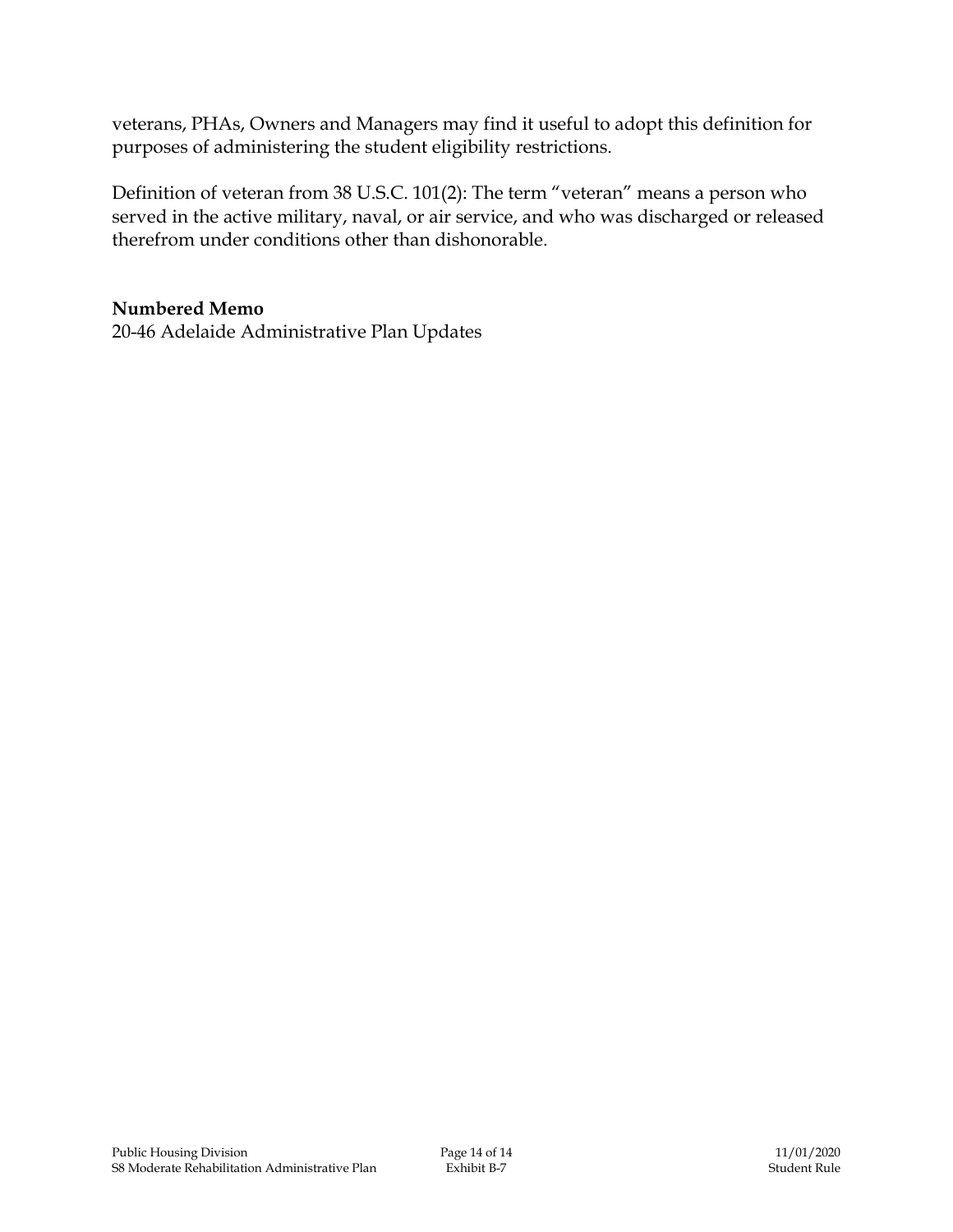veterans, PHAs, Owners and Managers may find it useful to adopt this definition for purposes of administering the student eligibility restrictions.

Definition of veteran from 38 U.S.C. 101(2): The term "veteran" means a person who served in the active military, naval, or air service, and who was discharged or released therefrom under conditions other than dishonorable.

**Numbered Memo**
20-46 Adelaide Administrative Plan Updates